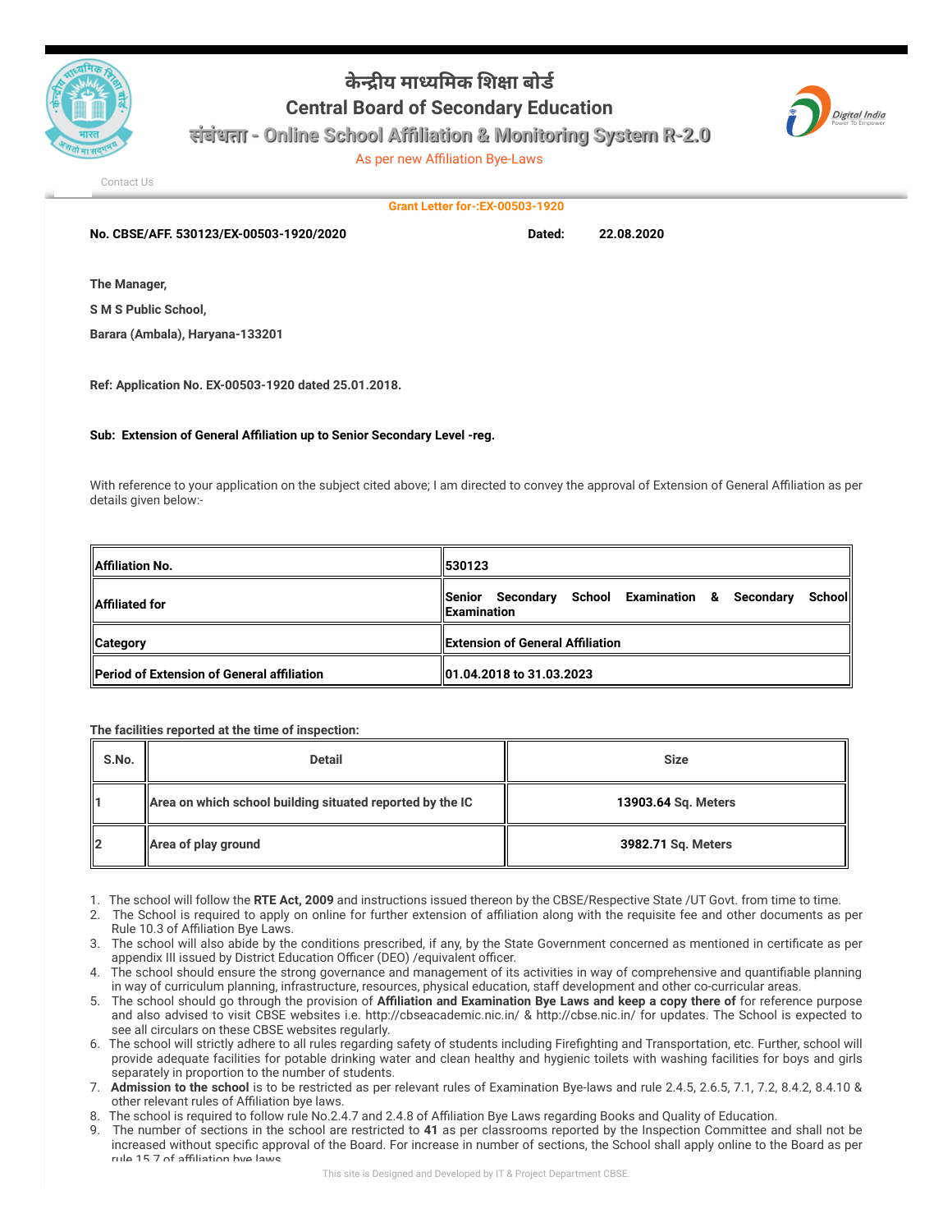# केन्द्रीय माध्यमिक शिक्षा बोर्ड

# Central Board of Secondary Education

## संबंधता - Online School Affiliation & Monitoring System R-2.0

As per new Affiliation Bye-Laws

Contact Us

**Grant Letter for-:EX-00503-1920**

**No. CBSE/AFF. 530123/EX-00503-1920/2020** **Dated: 22.08.2020**

**The Manager,**

**S M S Public School,**

**Barara (Ambala), Haryana-133201**

**Ref: Application No. EX-00503-1920 dated 25.01.2018.**

**Sub: Extension of General Affiliation up to Senior Secondary Level -reg.**

With reference to your application on the subject cited above; I am directed to convey the approval of Extension of General Affiliation as per details given below:-

| | |
|---|---|
| **Affiliation No.** | **530123** |
| **Affiliated for** | **Senior Secondary School Examination & Secondary School Examination** |
| **Category** | **Extension of General Affiliation** |
| **Period of Extension of General affiliation** | **01.04.2018 to 31.03.2023** |

**The facilities reported at the time of inspection:**

| S.No. | Detail | Size |
|---|---|---|
| 1 | Area on which school building situated reported by the IC | **13903.64** Sq. Meters |
| 2 | Area of play ground | **3982.71** Sq. Meters |

1. The school will follow the **RTE Act, 2009** and instructions issued thereon by the CBSE/Respective State /UT Govt. from time to time.
2. The School is required to apply on online for further extension of affiliation along with the requisite fee and other documents as per Rule 10.3 of Affiliation Bye Laws.
3. The school will also abide by the conditions prescribed, if any, by the State Government concerned as mentioned in certificate as per appendix III issued by District Education Officer (DEO) /equivalent officer.
4. The school should ensure the strong governance and management of its activities in way of comprehensive and quantifiable planning in way of curriculum planning, infrastructure, resources, physical education, staff development and other co-curricular areas.
5. The school should go through the provision of **Affiliation and Examination Bye Laws and keep a copy there of** for reference purpose and also advised to visit CBSE websites i.e. http://cbseacademic.nic.in/ & http://cbse.nic.in/ for updates. The School is expected to see all circulars on these CBSE websites regularly.
6. The school will strictly adhere to all rules regarding safety of students including Firefighting and Transportation, etc. Further, school will provide adequate facilities for potable drinking water and clean healthy and hygienic toilets with washing facilities for boys and girls separately in proportion to the number of students.
7. **Admission to the school** is to be restricted as per relevant rules of Examination Bye-laws and rule 2.4.5, 2.6.5, 7.1, 7.2, 8.4.2, 8.4.10 & other relevant rules of Affiliation bye laws.
8. The school is required to follow rule No.2.4.7 and 2.4.8 of Affiliation Bye Laws regarding Books and Quality of Education.
9. The number of sections in the school are restricted to **41** as per classrooms reported by the Inspection Committee and shall not be increased without specific approval of the Board. For increase in number of sections, the School shall apply online to the Board as per rule 15.7 of affiliation bye laws.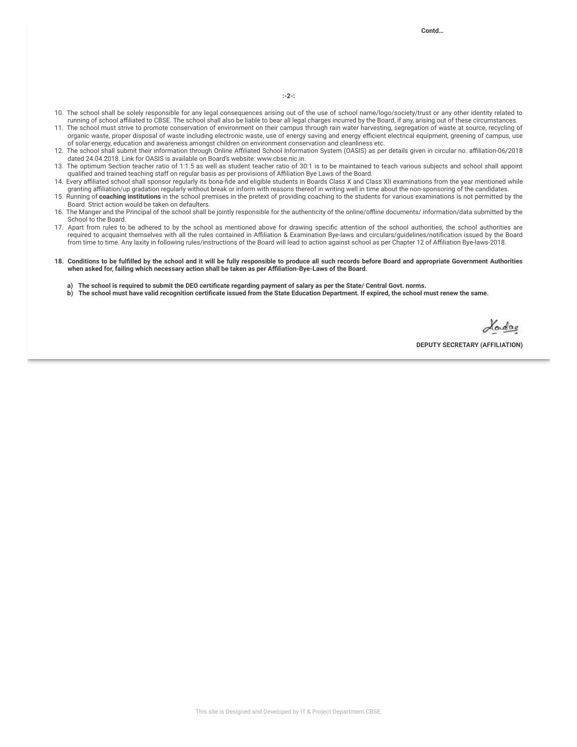10. The school shall be solely responsible for any legal consequences arising out of the use of school name/logo/society/trust or any other identity related to running of school affiliated to CBSE. The school shall also be liable to bear all legal charges incurred by the Board, if any, arising out of these circumstances.
11. The school must strive to promote conservation of environment on their campus through rain water harvesting, segregation of waste at source, recycling of organic waste, proper disposal of waste including electronic waste, use of energy saving and energy efficient electrical equipment, greening of campus, use of solar energy, education and awareness amongst children on environment conservation and cleanliness etc.
12. The school shall submit their information through Online Affiliated School Information System (OASIS) as per details given in circular no. affiliation-06/2018 dated 24.04.2018. Link for OASIS is available on Board's website: www.cbse.nic.in.
13. The optimum Section teacher ratio of 1:1.5 as well as student teacher ratio of 30:1 is to be maintained to teach various subjects and school shall appoint qualified and trained teaching staff on regular basis as per provisions of Affiliation Bye Laws of the Board.
14. Every affiliated school shall sponsor regularly its bona-fide and eligible students in Boards Class X and Class XII examinations from the year mentioned while granting affiliation/up gradation regularly without break or inform with reasons thereof in writing well in time about the non-sponsoring of the candidates.
15. Running of **coaching institutions** in the school premises in the pretext of providing coaching to the students for various examinations is not permitted by the Board. Strict action would be taken on defaulters.
16. The Manger and the Principal of the school shall be jointly responsible for the authenticity of the online/offline documents/ information/data submitted by the School to the Board.
17. Apart from rules to be adhered to by the school as mentioned above for drawing specific attention of the school authorities, the school authorities are required to acquaint themselves with all the rules contained in Affiliation & Examination Bye-laws and circulars/guidelines/notification issued by the Board from time to time. Any laxity in following rules/instructions of the Board will lead to action against school as per Chapter 12 of Affiliation Bye-laws-2018.

**18. Conditions to be fulfilled by the school and it will be fully responsible to produce all such records before Board and appropriate Government Authorities when asked for, failing which necessary action shall be taken as per Affiliation-Bye-Laws of the Board.**

**a) The school is required to submit the DEO certificate regarding payment of salary as per the State/ Central Govt. norms.**

**b) The school must have valid recognition certificate issued from the State Education Department. If expired, the school must renew the same.**

**DEPUTY SECRETARY (AFFILIATION)**